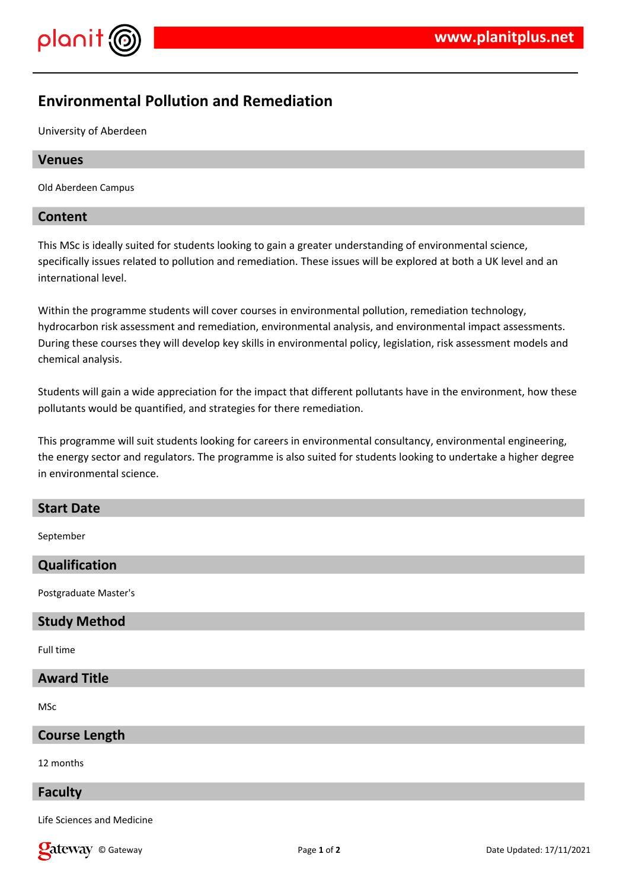# Environmental Pollution and Remediation

University of Aberdeen

## Venues

Old Aberdeen Campus

## Content

This MSc is ideally suited for students looking to gain a greater understanding of environmental science, specifically issues related to pollution and remediation. These issues will be explored at both a UK level and an international level.

Within the programme students will cover courses in environmental pollution, remediation technology, hydrocarbon risk assessment and remediation, environmental analysis, and environmental impact assessments. During these courses they will develop key skills in environmental policy, legislation, risk assessment models and chemical analysis.

Students will gain a wide appreciation for the impact that different pollutants have in the environment, how these pollutants would be quantified, and strategies for there remediation.

This programme will suit students looking for careers in environmental consultancy, environmental engineering, the energy sector and regulators. The programme is also suited for students looking to undertake a higher degree in environmental science.

## Start Date

September

## Qualification

Postgraduate Master's

## Study Method

Full time

## Award Title

MSc

## Course Length

12 months

## Faculty

Life Sciences and Medicine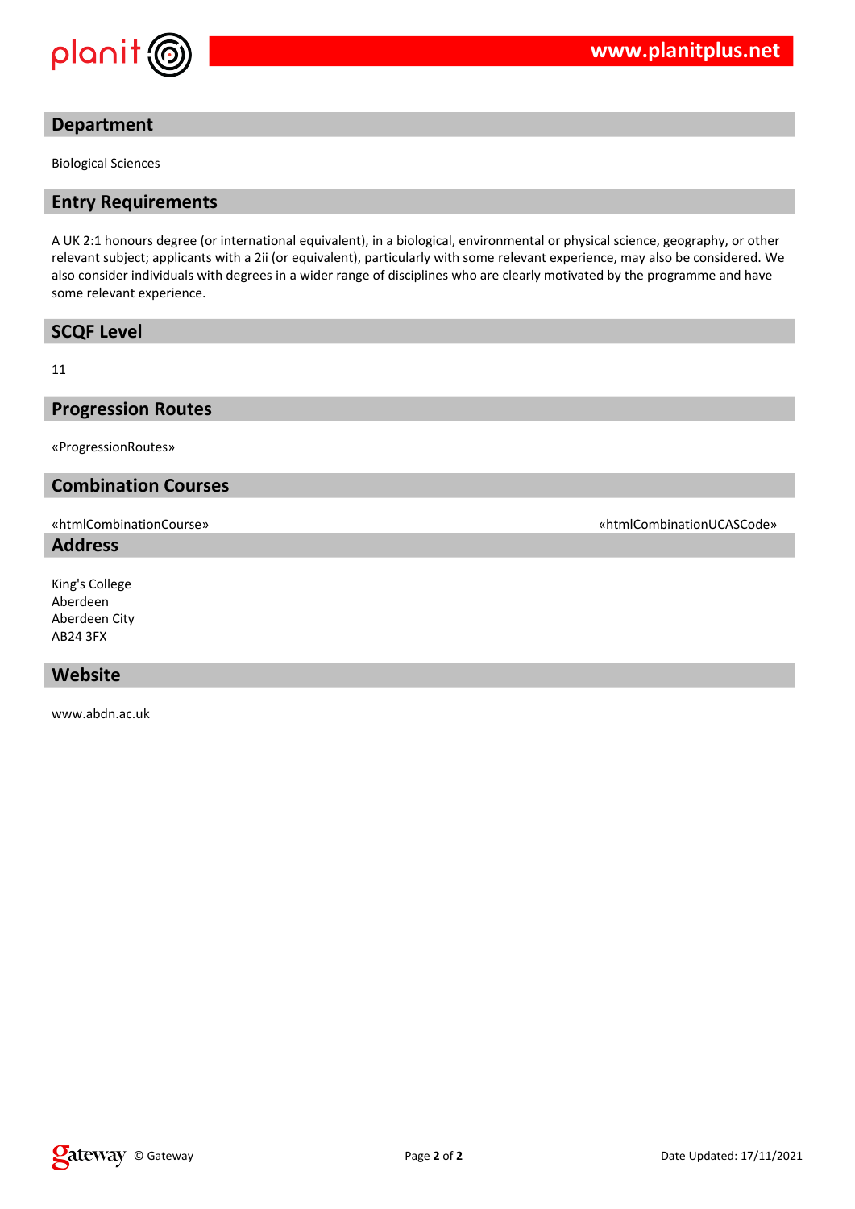## Department

Biological Sciences

## Entry Requirements

A UK 2:1 honours degree (or international equivalent), in a biological, environmental or physical science, geography, or other relevant subject; applicants with a 2ii (or equivalent), particularly with some relevant experience, may also be considered. We also consider individuals with degrees in a wider range of disciplines who are clearly motivated by the programme and have some relevant experience.

## SCQF Level

11

## Progression Routes

«ProgressionRoutes»

## Combination Courses

«htmlCombinationCourse» «htmlCombinationUCASCode»

## Address

King's College
Aberdeen
Aberdeen City
AB24 3FX

## Website

www.abdn.ac.uk